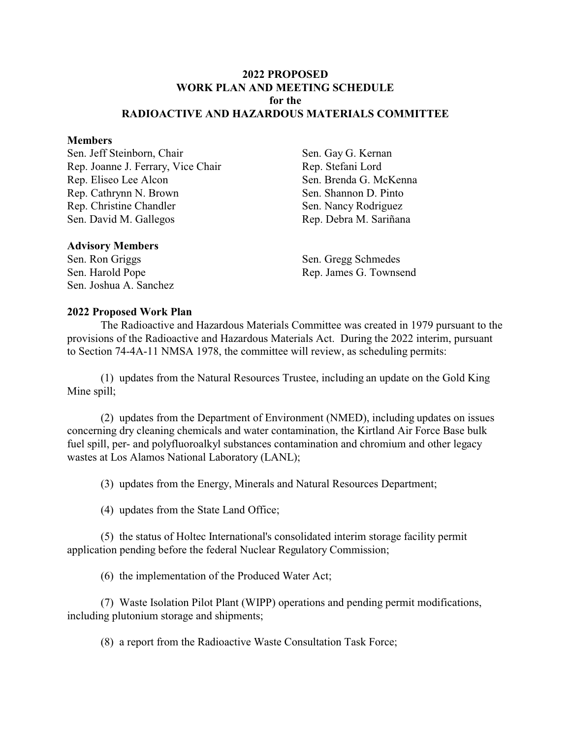# 2022 PROPOSED
# WORK PLAN AND MEETING SCHEDULE
# for the
# RADIOACTIVE AND HAZARDOUS MATERIALS COMMITTEE

**Members**

Sen. Jeff Steinborn, Chair
Rep. Joanne J. Ferrary, Vice Chair
Rep. Eliseo Lee Alcon
Rep. Cathrynn N. Brown
Rep. Christine Chandler
Sen. David M. Gallegos
Sen. Gay G. Kernan
Rep. Stefani Lord
Sen. Brenda G. McKenna
Sen. Shannon D. Pinto
Sen. Nancy Rodriguez
Rep. Debra M. Sariñana

**Advisory Members**

Sen. Ron Griggs
Sen. Harold Pope
Sen. Joshua A. Sanchez
Sen. Gregg Schmedes
Rep. James G. Townsend

**2022 Proposed Work Plan**

The Radioactive and Hazardous Materials Committee was created in 1979 pursuant to the provisions of the Radioactive and Hazardous Materials Act. During the 2022 interim, pursuant to Section 74-4A-11 NMSA 1978, the committee will review, as scheduling permits:

(1) updates from the Natural Resources Trustee, including an update on the Gold King Mine spill;

(2) updates from the Department of Environment (NMED), including updates on issues concerning dry cleaning chemicals and water contamination, the Kirtland Air Force Base bulk fuel spill, per- and polyfluoroalkyl substances contamination and chromium and other legacy wastes at Los Alamos National Laboratory (LANL);

(3) updates from the Energy, Minerals and Natural Resources Department;

(4) updates from the State Land Office;

(5) the status of Holtec International's consolidated interim storage facility permit application pending before the federal Nuclear Regulatory Commission;

(6) the implementation of the Produced Water Act;

(7) Waste Isolation Pilot Plant (WIPP) operations and pending permit modifications, including plutonium storage and shipments;

(8) a report from the Radioactive Waste Consultation Task Force;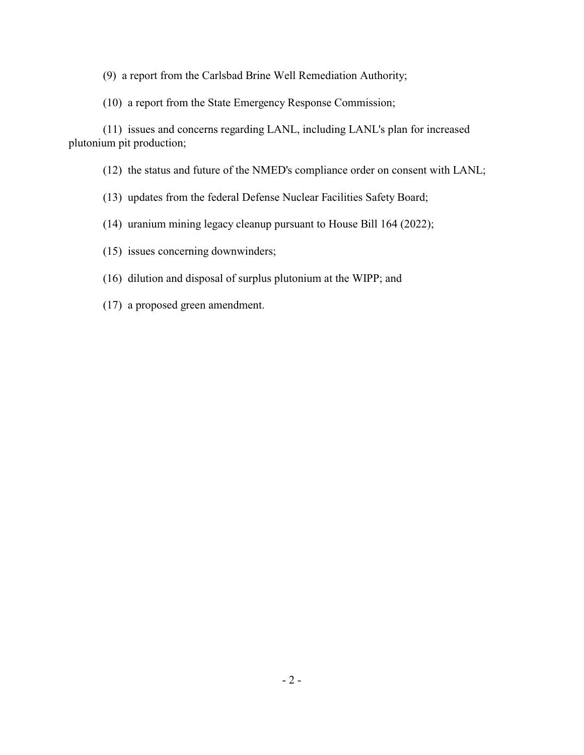(9) a report from the Carlsbad Brine Well Remediation Authority;

(10) a report from the State Emergency Response Commission;

(11) issues and concerns regarding LANL, including LANL's plan for increased plutonium pit production;

(12) the status and future of the NMED's compliance order on consent with LANL;

(13) updates from the federal Defense Nuclear Facilities Safety Board;

(14) uranium mining legacy cleanup pursuant to House Bill 164 (2022);

(15) issues concerning downwinders;

(16) dilution and disposal of surplus plutonium at the WIPP; and

(17) a proposed green amendment.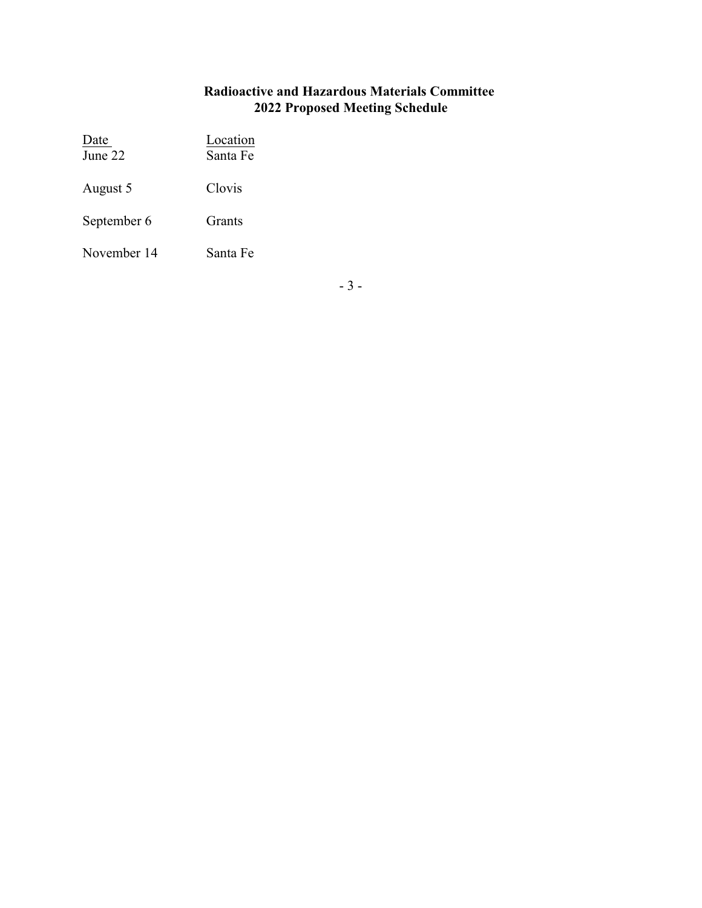**Radioactive and Hazardous Materials Committee**
**2022 Proposed Meeting Schedule**

| Date | Location |
| --- | --- |
| June 22 | Santa Fe |
| August 5 | Clovis |
| September 6 | Grants |
| November 14 | Santa Fe |